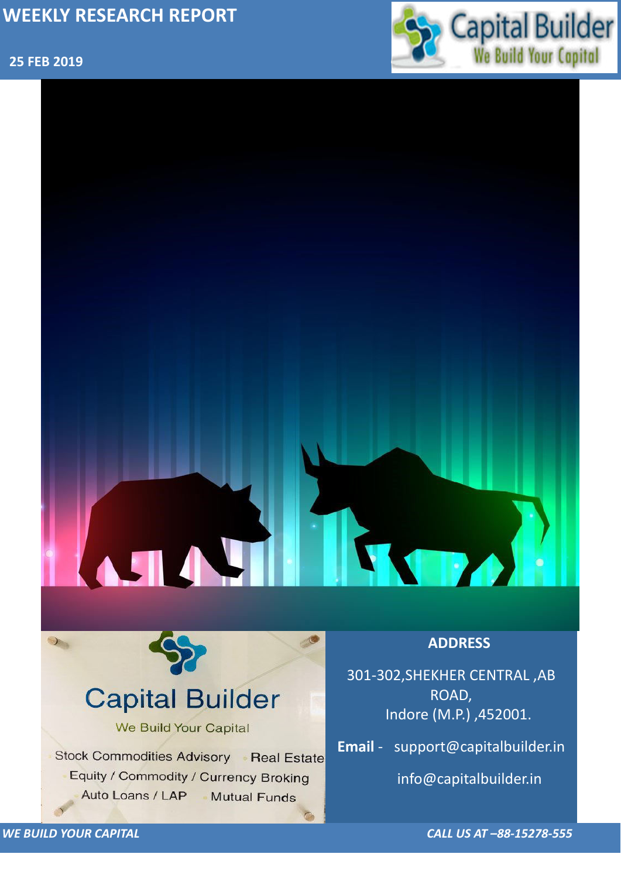# WEEKLY RESEARCH REPORT

**25 FEB 2019**

Capital Builder
We Build Your Capital

Capital Builder

We Build Your Capital

Stock Commodities Advisory · Real Estate
Equity / Commodity / Currency Broking
Auto Loans / LAP · Mutual Funds

**ADDRESS**

301-302,SHEKHER CENTRAL ,AB ROAD,
Indore (M.P.) ,452001.

**Email** - support@capitalbuilder.in

info@capitalbuilder.in

*WE BUILD YOUR CAPITAL*

*CALL US AT –88-15278-555*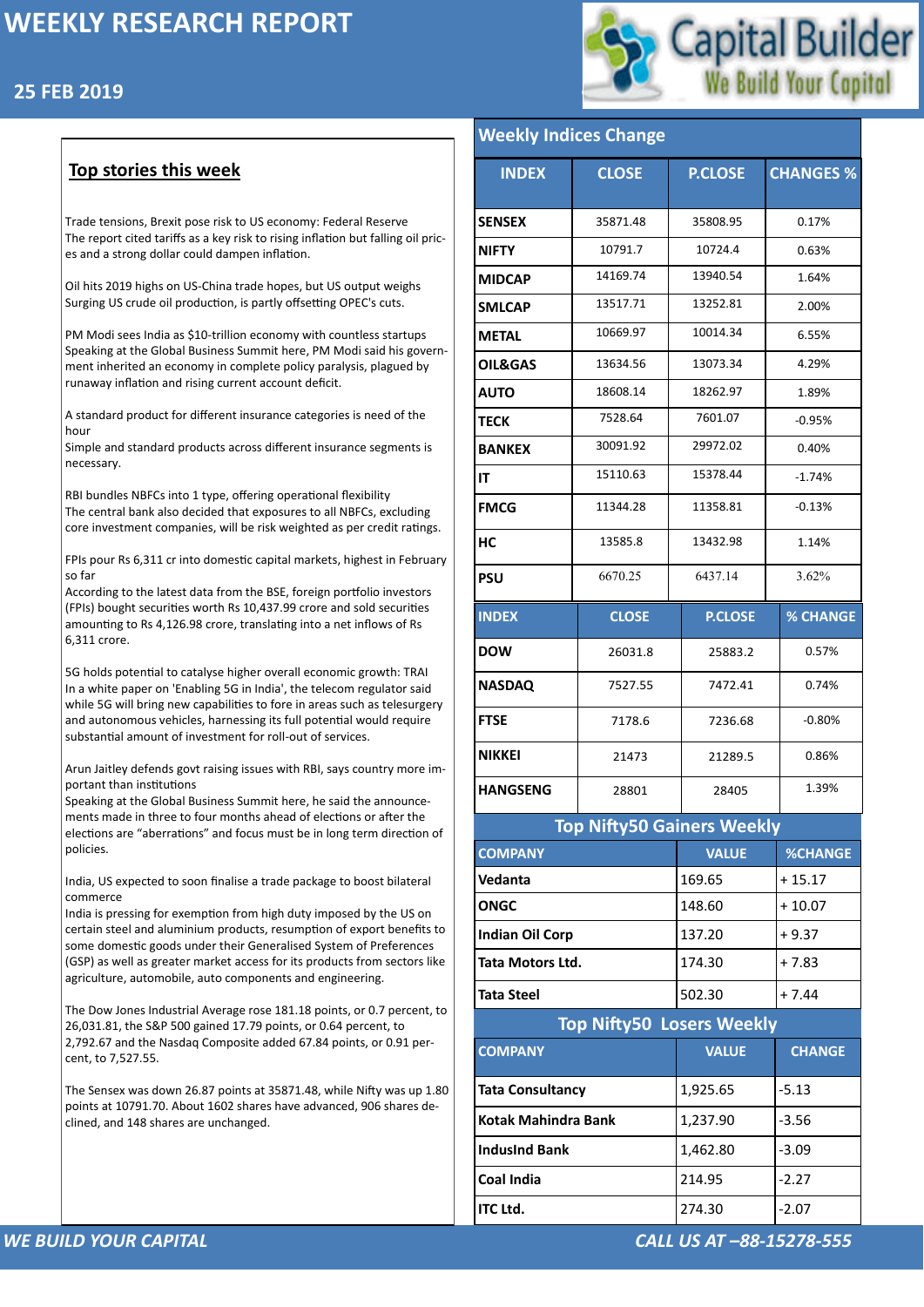# WEEKLY RESEARCH REPORT

## 25 FEB 2019

Capital Builder
We Build Your Capital

## Top stories this week

Trade tensions, Brexit pose risk to US economy: Federal Reserve
The report cited tariffs as a key risk to rising inflation but falling oil prices and a strong dollar could dampen inflation.

Oil hits 2019 highs on US-China trade hopes, but US output weighs
Surging US crude oil production, is partly offsetting OPEC's cuts.

PM Modi sees India as $10-trillion economy with countless startups
Speaking at the Global Business Summit here, PM Modi said his government inherited an economy in complete policy paralysis, plagued by runaway inflation and rising current account deficit.

A standard product for different insurance categories is need of the hour
Simple and standard products across different insurance segments is necessary.

RBI bundles NBFCs into 1 type, offering operational flexibility
The central bank also decided that exposures to all NBFCs, excluding core investment companies, will be risk weighted as per credit ratings.

FPIs pour Rs 6,311 cr into domestic capital markets, highest in February so far
According to the latest data from the BSE, foreign portfolio investors (FPIs) bought securities worth Rs 10,437.99 crore and sold securities amounting to Rs 4,126.98 crore, translating into a net inflows of Rs 6,311 crore.

5G holds potential to catalyse higher overall economic growth: TRAI
In a white paper on 'Enabling 5G in India', the telecom regulator said while 5G will bring new capabilities to fore in areas such as telesurgery and autonomous vehicles, harnessing its full potential would require substantial amount of investment for roll-out of services.

Arun Jaitley defends govt raising issues with RBI, says country more important than institutions
Speaking at the Global Business Summit here, he said the announcements made in three to four months ahead of elections or after the elections are "aberrations" and focus must be in long term direction of policies.

India, US expected to soon finalise a trade package to boost bilateral commerce
India is pressing for exemption from high duty imposed by the US on certain steel and aluminium products, resumption of export benefits to some domestic goods under their Generalised System of Preferences (GSP) as well as greater market access for its products from sectors like agriculture, automobile, auto components and engineering.

The Dow Jones Industrial Average rose 181.18 points, or 0.7 percent, to 26,031.81, the S&P 500 gained 17.79 points, or 0.64 percent, to 2,792.67 and the Nasdaq Composite added 67.84 points, or 0.91 percent, to 7,527.55.

The Sensex was down 26.87 points at 35871.48, while Nifty was up 1.80 points at 10791.70. About 1602 shares have advanced, 906 shares declined, and 148 shares are unchanged.

## Weekly Indices Change

| INDEX | CLOSE | P.CLOSE | CHANGES % |
|---|---|---|---|
| SENSEX | 35871.48 | 35808.95 | 0.17% |
| NIFTY | 10791.7 | 10724.4 | 0.63% |
| MIDCAP | 14169.74 | 13940.54 | 1.64% |
| SMLCAP | 13517.71 | 13252.81 | 2.00% |
| METAL | 10669.97 | 10014.34 | 6.55% |
| OIL&GAS | 13634.56 | 13073.34 | 4.29% |
| AUTO | 18608.14 | 18262.97 | 1.89% |
| TECK | 7528.64 | 7601.07 | -0.95% |
| BANKEX | 30091.92 | 29972.02 | 0.40% |
| IT | 15110.63 | 15378.44 | -1.74% |
| FMCG | 11344.28 | 11358.81 | -0.13% |
| HC | 13585.8 | 13432.98 | 1.14% |
| PSU | 6670.25 | 6437.14 | 3.62% |

| INDEX | CLOSE | P.CLOSE | % CHANGE |
|---|---|---|---|
| DOW | 26031.8 | 25883.2 | 0.57% |
| NASDAQ | 7527.55 | 7472.41 | 0.74% |
| FTSE | 7178.6 | 7236.68 | -0.80% |
| NIKKEI | 21473 | 21289.5 | 0.86% |
| HANGSENG | 28801 | 28405 | 1.39% |

## Top Nifty50 Gainers Weekly

| COMPANY | VALUE | %CHANGE |
|---|---|---|
| Vedanta | 169.65 | + 15.17 |
| ONGC | 148.60 | + 10.07 |
| Indian Oil Corp | 137.20 | + 9.37 |
| Tata Motors Ltd. | 174.30 | + 7.83 |
| Tata Steel | 502.30 | + 7.44 |

## Top Nifty50 Losers Weekly

| COMPANY | VALUE | CHANGE |
|---|---|---|
| Tata Consultancy | 1,925.65 | -5.13 |
| Kotak Mahindra Bank | 1,237.90 | -3.56 |
| IndusInd Bank | 1,462.80 | -3.09 |
| Coal India | 214.95 | -2.27 |
| ITC Ltd. | 274.30 | -2.07 |

*WE BUILD YOUR CAPITAL* — *CALL US AT –88-15278-555*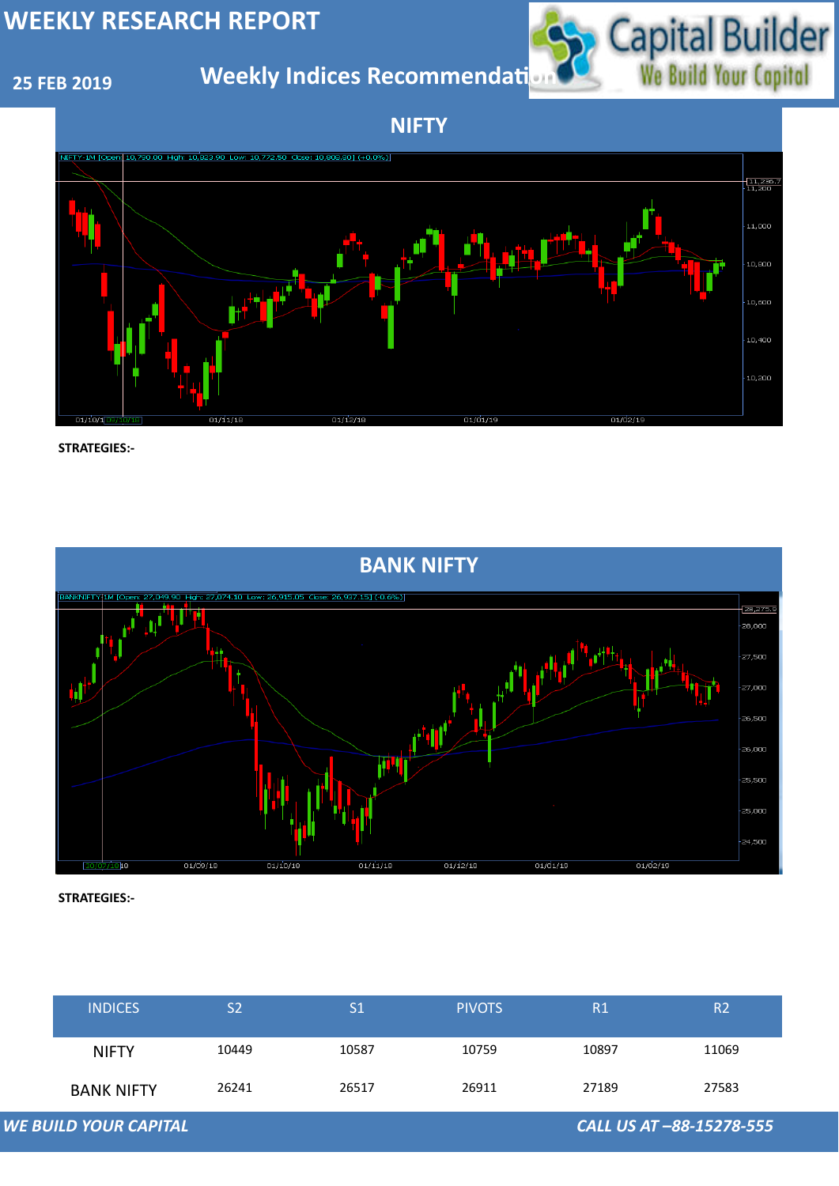# WEEKLY RESEARCH REPORT

**25 FEB 2019**

## Weekly Indices Recommendation

## NIFTY

**STRATEGIES:-**

## BANK NIFTY

**STRATEGIES:-**

| INDICES | S2 | S1 | PIVOTS | R1 | R2 |
|---|---|---|---|---|---|
| NIFTY | 10449 | 10587 | 10759 | 10897 | 11069 |
| BANK NIFTY | 26241 | 26517 | 26911 | 27189 | 27583 |

*WE BUILD YOUR CAPITAL*

*CALL US AT –88-15278-555*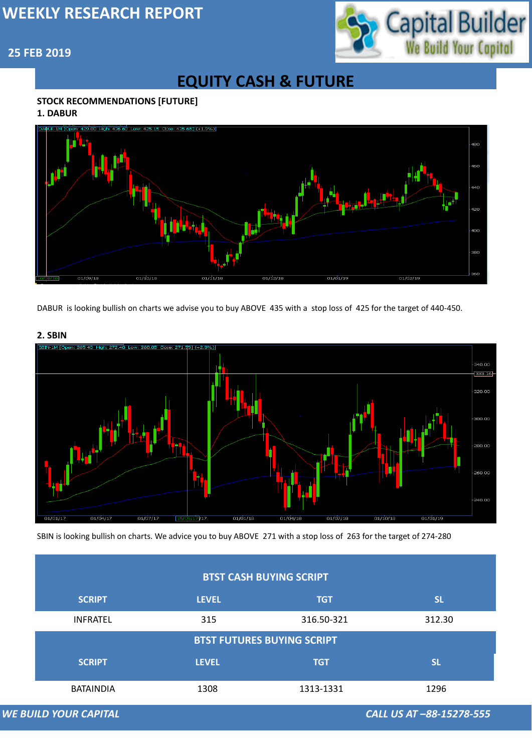# WEEKLY RESEARCH REPORT

**25 FEB 2019**

## EQUITY CASH & FUTURE

**STOCK RECOMMENDATIONS [FUTURE]**

**1. DABUR**

DABUR is looking bullish on charts we advise you to buy ABOVE 435 with a stop loss of 425 for the target of 440-450.

**2. SBIN**

SBIN is looking bullish on charts. We advice you to buy ABOVE 271 with a stop loss of 263 for the target of 274-280

| BTST CASH BUYING SCRIPT | | | |
|---|---|---|---|
| SCRIPT | LEVEL | TGT | SL |
| INFRATEL | 315 | 316.50-321 | 312.30 |

| BTST FUTURES BUYING SCRIPT | | | |
|---|---|---|---|
| SCRIPT | LEVEL | TGT | SL |
| BATAINDIA | 1308 | 1313-1331 | 1296 |

*WE BUILD YOUR CAPITAL* *CALL US AT –88-15278-555*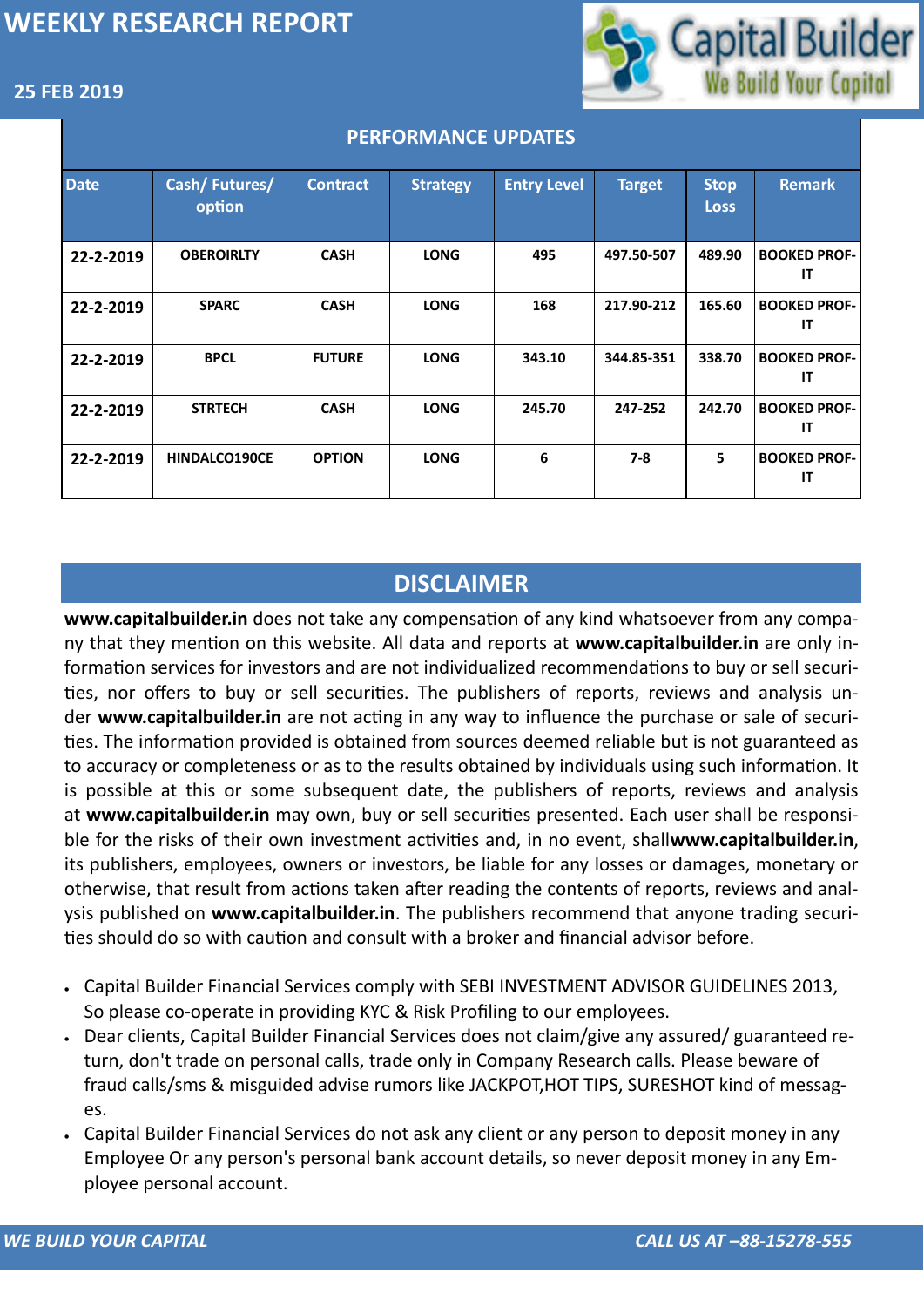# WEEKLY RESEARCH REPORT

**25 FEB 2019**

## PERFORMANCE UPDATES

| Date | Cash/ Futures/ option | Contract | Strategy | Entry Level | Target | Stop Loss | Remark |
|---|---|---|---|---|---|---|---|
| 22-2-2019 | OBEROIRLTY | CASH | LONG | 495 | 497.50-507 | 489.90 | BOOKED PROFIT |
| 22-2-2019 | SPARC | CASH | LONG | 168 | 217.90-212 | 165.60 | BOOKED PROFIT |
| 22-2-2019 | BPCL | FUTURE | LONG | 343.10 | 344.85-351 | 338.70 | BOOKED PROFIT |
| 22-2-2019 | STRTECH | CASH | LONG | 245.70 | 247-252 | 242.70 | BOOKED PROFIT |
| 22-2-2019 | HINDALCO190CE | OPTION | LONG | 6 | 7-8 | 5 | BOOKED PROFIT |

## DISCLAIMER

**www.capitalbuilder.in** does not take any compensation of any kind whatsoever from any company that they mention on this website. All data and reports at **www.capitalbuilder.in** are only information services for investors and are not individualized recommendations to buy or sell securities, nor offers to buy or sell securities. The publishers of reports, reviews and analysis under **www.capitalbuilder.in** are not acting in any way to influence the purchase or sale of securities. The information provided is obtained from sources deemed reliable but is not guaranteed as to accuracy or completeness or as to the results obtained by individuals using such information. It is possible at this or some subsequent date, the publishers of reports, reviews and analysis at **www.capitalbuilder.in** may own, buy or sell securities presented. Each user shall be responsible for the risks of their own investment activities and, in no event, shall**www.capitalbuilder.in**, its publishers, employees, owners or investors, be liable for any losses or damages, monetary or otherwise, that result from actions taken after reading the contents of reports, reviews and analysis published on **www.capitalbuilder.in**. The publishers recommend that anyone trading securities should do so with caution and consult with a broker and financial advisor before.

- Capital Builder Financial Services comply with SEBI INVESTMENT ADVISOR GUIDELINES 2013, So please co-operate in providing KYC & Risk Profiling to our employees.
- Dear clients, Capital Builder Financial Services does not claim/give any assured/ guaranteed return, don't trade on personal calls, trade only in Company Research calls. Please beware of fraud calls/sms & misguided advise rumors like JACKPOT,HOT TIPS, SURESHOT kind of messages.
- Capital Builder Financial Services do not ask any client or any person to deposit money in any Employee Or any person's personal bank account details, so never deposit money in any Employee personal account.

*WE BUILD YOUR CAPITAL* *CALL US AT –88-15278-555*